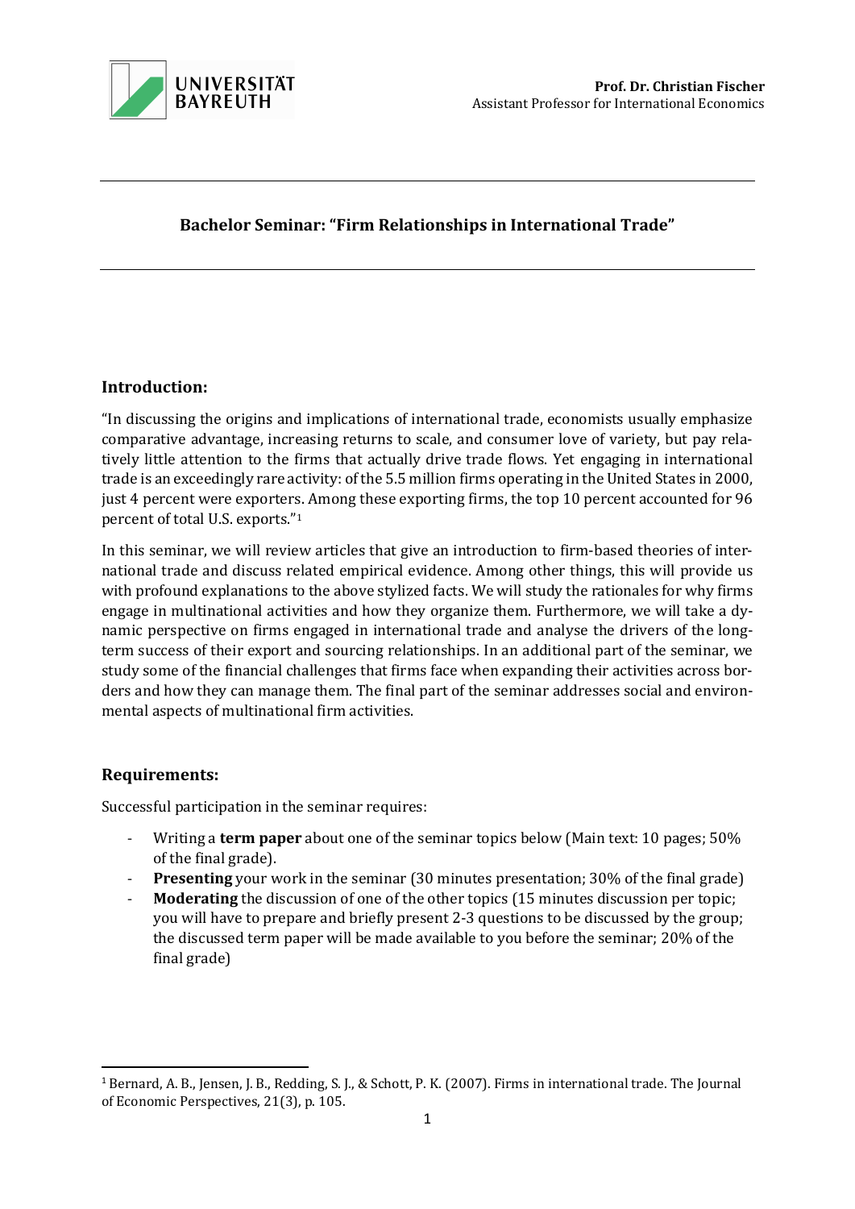**Prof. Dr. Christian Fischer**
Assistant Professor for International Economics

# Bachelor Seminar: "Firm Relationships in International Trade"

## Introduction:

"In discussing the origins and implications of international trade, economists usually emphasize comparative advantage, increasing returns to scale, and consumer love of variety, but pay relatively little attention to the firms that actually drive trade flows. Yet engaging in international trade is an exceedingly rare activity: of the 5.5 million firms operating in the United States in 2000, just 4 percent were exporters. Among these exporting firms, the top 10 percent accounted for 96 percent of total U.S. exports."[1]

In this seminar, we will review articles that give an introduction to firm-based theories of international trade and discuss related empirical evidence. Among other things, this will provide us with profound explanations to the above stylized facts. We will study the rationales for why firms engage in multinational activities and how they organize them. Furthermore, we will take a dynamic perspective on firms engaged in international trade and analyse the drivers of the long-term success of their export and sourcing relationships. In an additional part of the seminar, we study some of the financial challenges that firms face when expanding their activities across borders and how they can manage them. The final part of the seminar addresses social and environmental aspects of multinational firm activities.

## Requirements:

Successful participation in the seminar requires:

- Writing a **term paper** about one of the seminar topics below (Main text: 10 pages; 50% of the final grade).
- **Presenting** your work in the seminar (30 minutes presentation; 30% of the final grade)
- **Moderating** the discussion of one of the other topics (15 minutes discussion per topic; you will have to prepare and briefly present 2-3 questions to be discussed by the group; the discussed term paper will be made available to you before the seminar; 20% of the final grade)

[1] Bernard, A. B., Jensen, J. B., Redding, S. J., & Schott, P. K. (2007). Firms in international trade. The Journal of Economic Perspectives, 21(3), p. 105.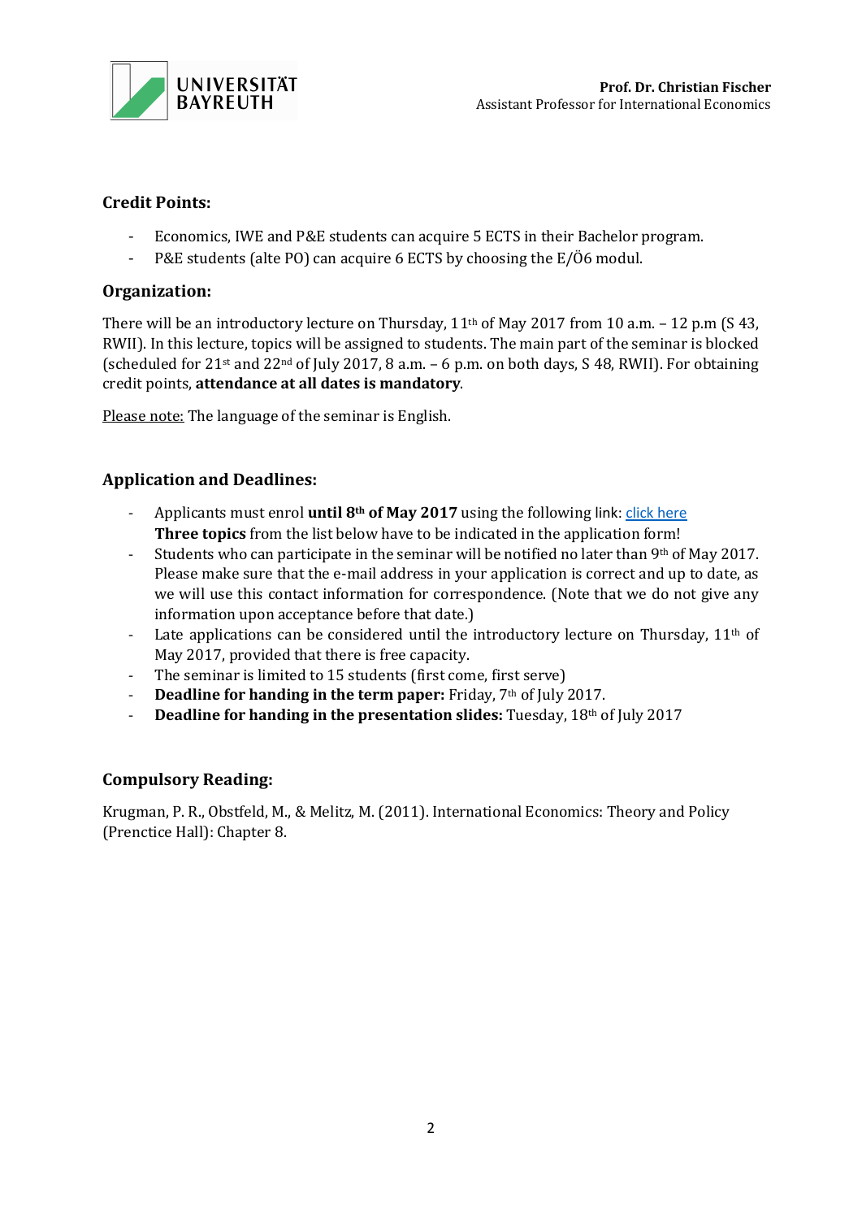### Credit Points:

- Economics, IWE and P&E students can acquire 5 ECTS in their Bachelor program.
- P&E students (alte PO) can acquire 6 ECTS by choosing the E/Ö6 modul.

### Organization:

There will be an introductory lecture on Thursday, 11th of May 2017 from 10 a.m. – 12 p.m (S 43, RWII). In this lecture, topics will be assigned to students. The main part of the seminar is blocked (scheduled for 21st and 22nd of July 2017, 8 a.m. – 6 p.m. on both days, S 48, RWII). For obtaining credit points, **attendance at all dates is mandatory**.

Please note: The language of the seminar is English.

### Application and Deadlines:

- Applicants must enrol **until 8th of May 2017** using the following link: click here
  **Three topics** from the list below have to be indicated in the application form!
- Students who can participate in the seminar will be notified no later than 9th of May 2017. Please make sure that the e-mail address in your application is correct and up to date, as we will use this contact information for correspondence. (Note that we do not give any information upon acceptance before that date.)
- Late applications can be considered until the introductory lecture on Thursday, 11th of May 2017, provided that there is free capacity.
- The seminar is limited to 15 students (first come, first serve)
- **Deadline for handing in the term paper:** Friday, 7th of July 2017.
- **Deadline for handing in the presentation slides:** Tuesday, 18th of July 2017

### Compulsory Reading:

Krugman, P. R., Obstfeld, M., & Melitz, M. (2011). International Economics: Theory and Policy (Prenctice Hall): Chapter 8.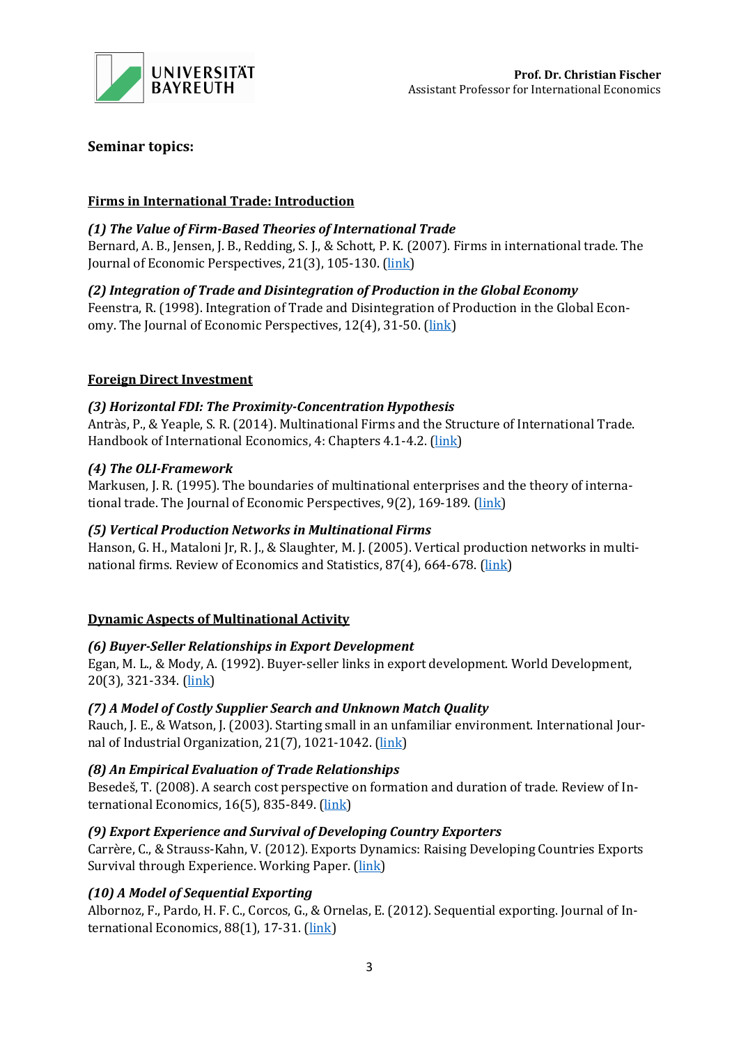**Prof. Dr. Christian Fischer**
Assistant Professor for International Economics

## Seminar topics:

### Firms in International Trade: Introduction

***(1) The Value of Firm-Based Theories of International Trade***
Bernard, A. B., Jensen, J. B., Redding, S. J., & Schott, P. K. (2007). Firms in international trade. The Journal of Economic Perspectives, 21(3), 105-130. (link)

***(2) Integration of Trade and Disintegration of Production in the Global Economy***
Feenstra, R. (1998). Integration of Trade and Disintegration of Production in the Global Economy. The Journal of Economic Perspectives, 12(4), 31-50. (link)

### Foreign Direct Investment

***(3) Horizontal FDI: The Proximity-Concentration Hypothesis***
Antràs, P., & Yeaple, S. R. (2014). Multinational Firms and the Structure of International Trade. Handbook of International Economics, 4: Chapters 4.1-4.2. (link)

***(4) The OLI-Framework***
Markusen, J. R. (1995). The boundaries of multinational enterprises and the theory of international trade. The Journal of Economic Perspectives, 9(2), 169-189. (link)

***(5) Vertical Production Networks in Multinational Firms***
Hanson, G. H., Mataloni Jr, R. J., & Slaughter, M. J. (2005). Vertical production networks in multinational firms. Review of Economics and Statistics, 87(4), 664-678. (link)

### Dynamic Aspects of Multinational Activity

***(6) Buyer-Seller Relationships in Export Development***
Egan, M. L., & Mody, A. (1992). Buyer-seller links in export development. World Development, 20(3), 321-334. (link)

***(7) A Model of Costly Supplier Search and Unknown Match Quality***
Rauch, J. E., & Watson, J. (2003). Starting small in an unfamiliar environment. International Journal of Industrial Organization, 21(7), 1021-1042. (link)

***(8) An Empirical Evaluation of Trade Relationships***
Besedeš, T. (2008). A search cost perspective on formation and duration of trade. Review of International Economics, 16(5), 835-849. (link)

***(9) Export Experience and Survival of Developing Country Exporters***
Carrère, C., & Strauss-Kahn, V. (2012). Exports Dynamics: Raising Developing Countries Exports Survival through Experience. Working Paper. (link)

***(10) A Model of Sequential Exporting***
Albornoz, F., Pardo, H. F. C., Corcos, G., & Ornelas, E. (2012). Sequential exporting. Journal of International Economics, 88(1), 17-31. (link)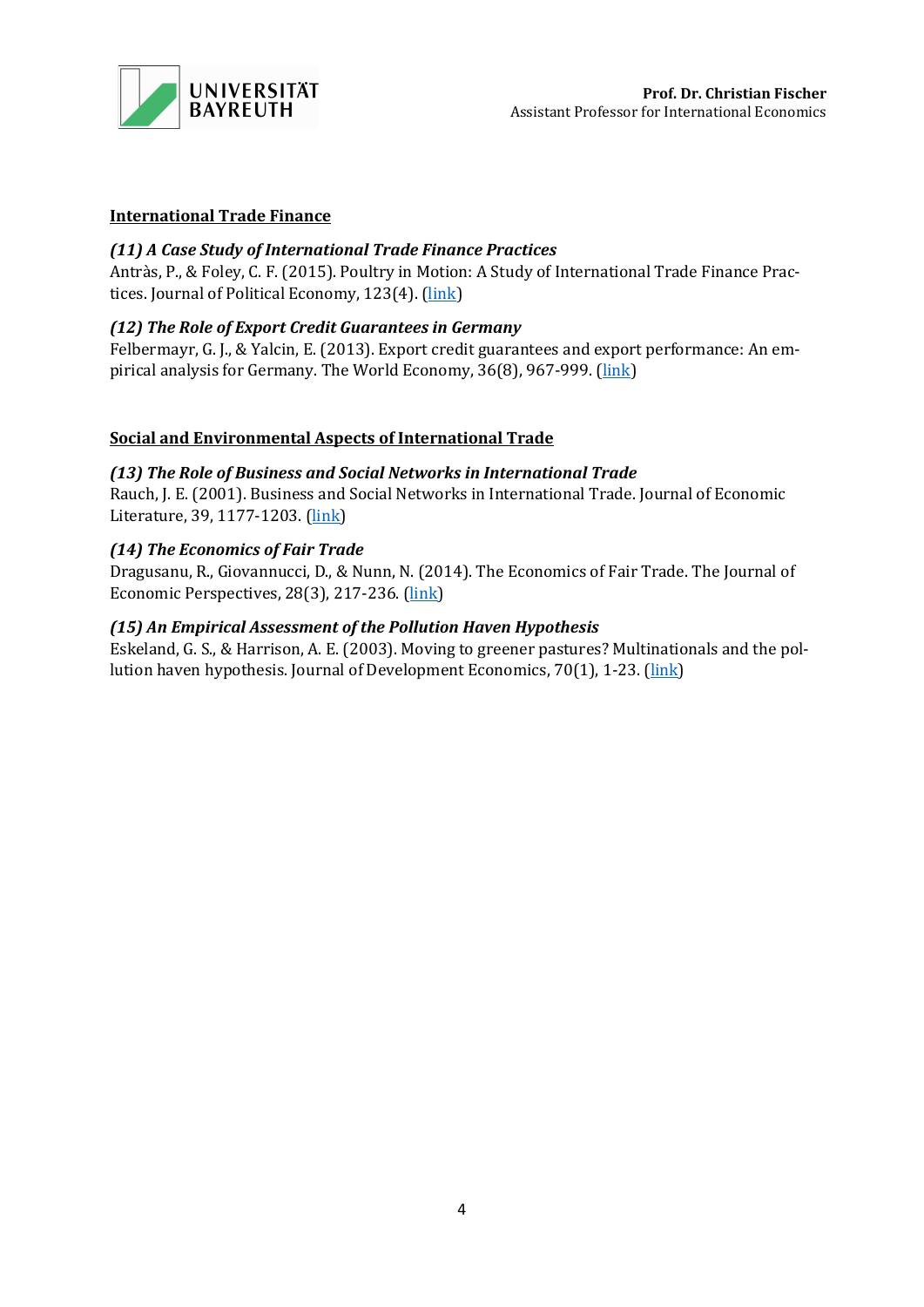## International Trade Finance

### *(11) A Case Study of International Trade Finance Practices*

Antràs, P., & Foley, C. F. (2015). Poultry in Motion: A Study of International Trade Finance Practices. Journal of Political Economy, 123(4). (link)

### *(12) The Role of Export Credit Guarantees in Germany*

Felbermayr, G. J., & Yalcin, E. (2013). Export credit guarantees and export performance: An empirical analysis for Germany. The World Economy, 36(8), 967-999. (link)

## Social and Environmental Aspects of International Trade

### *(13) The Role of Business and Social Networks in International Trade*

Rauch, J. E. (2001). Business and Social Networks in International Trade. Journal of Economic Literature, 39, 1177-1203. (link)

### *(14) The Economics of Fair Trade*

Dragusanu, R., Giovannucci, D., & Nunn, N. (2014). The Economics of Fair Trade. The Journal of Economic Perspectives, 28(3), 217-236. (link)

### *(15) An Empirical Assessment of the Pollution Haven Hypothesis*

Eskeland, G. S., & Harrison, A. E. (2003). Moving to greener pastures? Multinationals and the pollution haven hypothesis. Journal of Development Economics, 70(1), 1-23. (link)